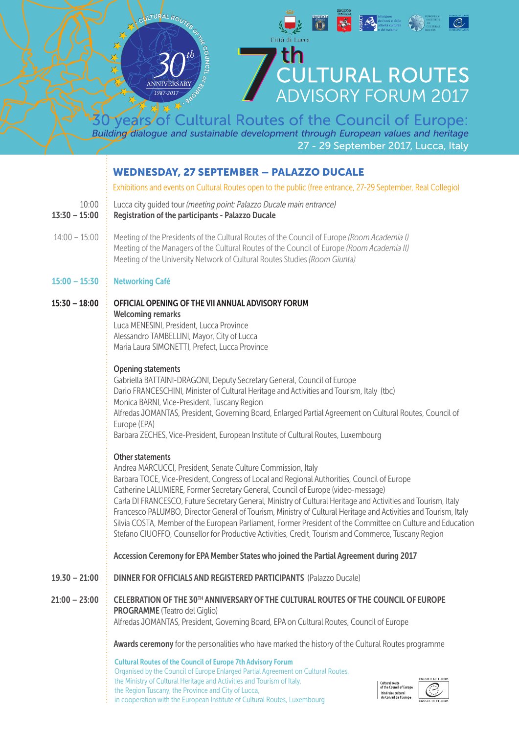# 7th CULTURAL ROUTES ADVISORY FORUM 2017

## 30 years of Cultural Routes of the Council of Europe:

*Building dialogue and sustainable development through European values and heritage*

27 - 29 September 2017, Lucca, Italy

## WEDNESDAY, 27 SEPTEMBER – PALAZZO DUCALE

Exhibitions and events on Cultural Routes open to the public (free entrance, 27-29 September, Real Collegio)

10:00 Lucca city guided tour *(meeting point: Palazzo Ducale main entrance)*

**13:30 – 15:00 Registration of the participants - Palazzo Ducale**

14:00 – 15:00
Meeting of the Presidents of the Cultural Routes of the Council of Europe *(Room Academia I)*
Meeting of the Managers of the Cultural Routes of the Council of Europe *(Room Academia II)*
Meeting of the University Network of Cultural Routes Studies *(Room Giunta)*

**15:00 – 15:30 Networking Café**

**15:30 – 18:00 OFFICIAL OPENING OF THE VII ANNUAL ADVISORY FORUM**

**Welcoming remarks**
Luca MENESINI, President, Lucca Province
Alessandro TAMBELLINI, Mayor, City of Lucca
Maria Laura SIMONETTI, Prefect, Lucca Province

**Opening statements**
Gabriella BATTAINI-DRAGONI, Deputy Secretary General, Council of Europe
Dario FRANCESCHINI, Minister of Cultural Heritage and Activities and Tourism, Italy (tbc)
Monica BARNI, Vice-President, Tuscany Region
Alfredas JOMANTAS, President, Governing Board, Enlarged Partial Agreement on Cultural Routes, Council of Europe (EPA)
Barbara ZECHES, Vice-President, European Institute of Cultural Routes, Luxembourg

**Other statements**
Andrea MARCUCCI, President, Senate Culture Commission, Italy
Barbara TOCE, Vice-President, Congress of Local and Regional Authorities, Council of Europe
Catherine LALUMIERE, Former Secretary General, Council of Europe (video-message)
Carla DI FRANCESCO, Future Secretary General, Ministry of Cultural Heritage and Activities and Tourism, Italy
Francesco PALUMBO, Director General of Tourism, Ministry of Cultural Heritage and Activities and Tourism, Italy
Silvia COSTA, Member of the European Parliament, Former President of the Committee on Culture and Education
Stefano CIUOFFO, Counsellor for Productive Activities, Credit, Tourism and Commerce, Tuscany Region

**Accession Ceremony for EPA Member States who joined the Partial Agreement during 2017**

**19.30 – 21:00 DINNER FOR OFFICIALS AND REGISTERED PARTICIPANTS** (Palazzo Ducale)

**21:00 – 23:00 CELEBRATION OF THE 30TH ANNIVERSARY OF THE CULTURAL ROUTES OF THE COUNCIL OF EUROPE PROGRAMME** (Teatro del Giglio)
Alfredas JOMANTAS, President, Governing Board, EPA on Cultural Routes, Council of Europe

**Awards ceremony** for the personalities who have marked the history of the Cultural Routes programme

**Cultural Routes of the Council of Europe 7th Advisory Forum**
Organised by the Council of Europe Enlarged Partial Agreement on Cultural Routes,
the Ministry of Cultural Heritage and Activities and Tourism of Italy,
the Region Tuscany, the Province and City of Lucca,
in cooperation with the European Institute of Cultural Routes, Luxembourg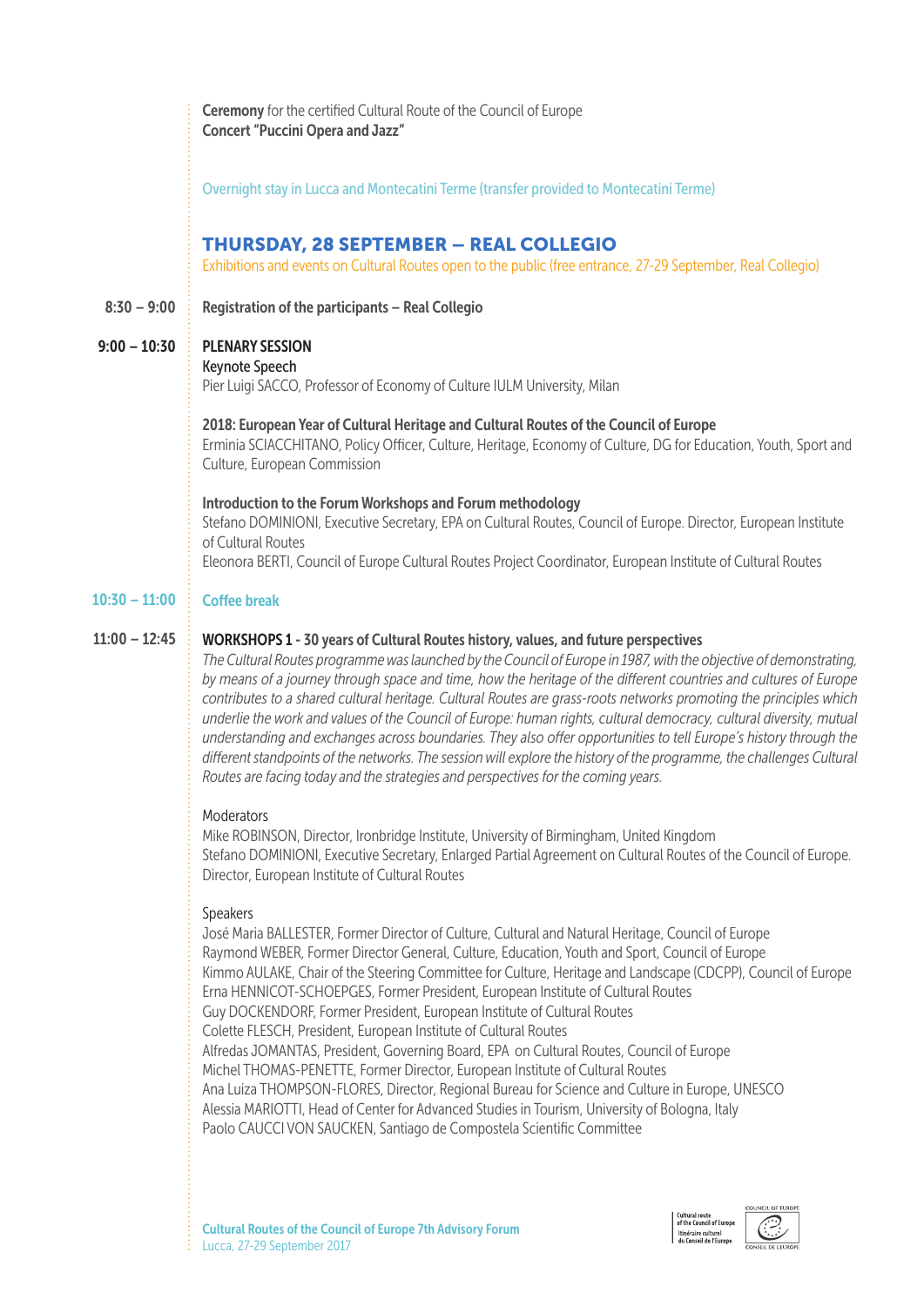**Ceremony** for the certified Cultural Route of the Council of Europe
**Concert "Puccini Opera and Jazz"**

Overnight stay in Lucca and Montecatini Terme (transfer provided to Montecatini Terme)

## THURSDAY, 28 SEPTEMBER – REAL COLLEGIO

Exhibitions and events on Cultural Routes open to the public (free entrance, 27-29 September, Real Collegio)

**8:30 – 9:00** **Registration of the participants – Real Collegio**

**9:00 – 10:30** **PLENARY SESSION**

**Keynote Speech**
Pier Luigi SACCO, Professor of Economy of Culture IULM University, Milan

**2018: European Year of Cultural Heritage and Cultural Routes of the Council of Europe**
Erminia SCIACCHITANO, Policy Officer, Culture, Heritage, Economy of Culture, DG for Education, Youth, Sport and Culture, European Commission

**Introduction to the Forum Workshops and Forum methodology**
Stefano DOMINIONI, Executive Secretary, EPA on Cultural Routes, Council of Europe. Director, European Institute of Cultural Routes
Eleonora BERTI, Council of Europe Cultural Routes Project Coordinator, European Institute of Cultural Routes

**10:30 – 11:00** **Coffee break**

**11:00 – 12:45** **WORKSHOPS 1 - 30 years of Cultural Routes history, values, and future perspectives**

*The Cultural Routes programme was launched by the Council of Europe in 1987, with the objective of demonstrating, by means of a journey through space and time, how the heritage of the different countries and cultures of Europe contributes to a shared cultural heritage. Cultural Routes are grass-roots networks promoting the principles which underlie the work and values of the Council of Europe: human rights, cultural democracy, cultural diversity, mutual understanding and exchanges across boundaries. They also offer opportunities to tell Europe's history through the different standpoints of the networks. The session will explore the history of the programme, the challenges Cultural Routes are facing today and the strategies and perspectives for the coming years.*

Moderators
Mike ROBINSON, Director, Ironbridge Institute, University of Birmingham, United Kingdom
Stefano DOMINIONI, Executive Secretary, Enlarged Partial Agreement on Cultural Routes of the Council of Europe. Director, European Institute of Cultural Routes

Speakers
José Maria BALLESTER, Former Director of Culture, Cultural and Natural Heritage, Council of Europe
Raymond WEBER, Former Director General, Culture, Education, Youth and Sport, Council of Europe
Kimmo AULAKE, Chair of the Steering Committee for Culture, Heritage and Landscape (CDCPP), Council of Europe
Erna HENNICOT-SCHOEPGES, Former President, European Institute of Cultural Routes
Guy DOCKENDORF, Former President, European Institute of Cultural Routes
Colette FLESCH, President, European Institute of Cultural Routes
Alfredas JOMANTAS, President, Governing Board, EPA on Cultural Routes, Council of Europe
Michel THOMAS-PENETTE, Former Director, European Institute of Cultural Routes
Ana Luiza THOMPSON-FLORES, Director, Regional Bureau for Science and Culture in Europe, UNESCO
Alessia MARIOTTI, Head of Center for Advanced Studies in Tourism, University of Bologna, Italy
Paolo CAUCCI VON SAUCKEN, Santiago de Compostela Scientific Committee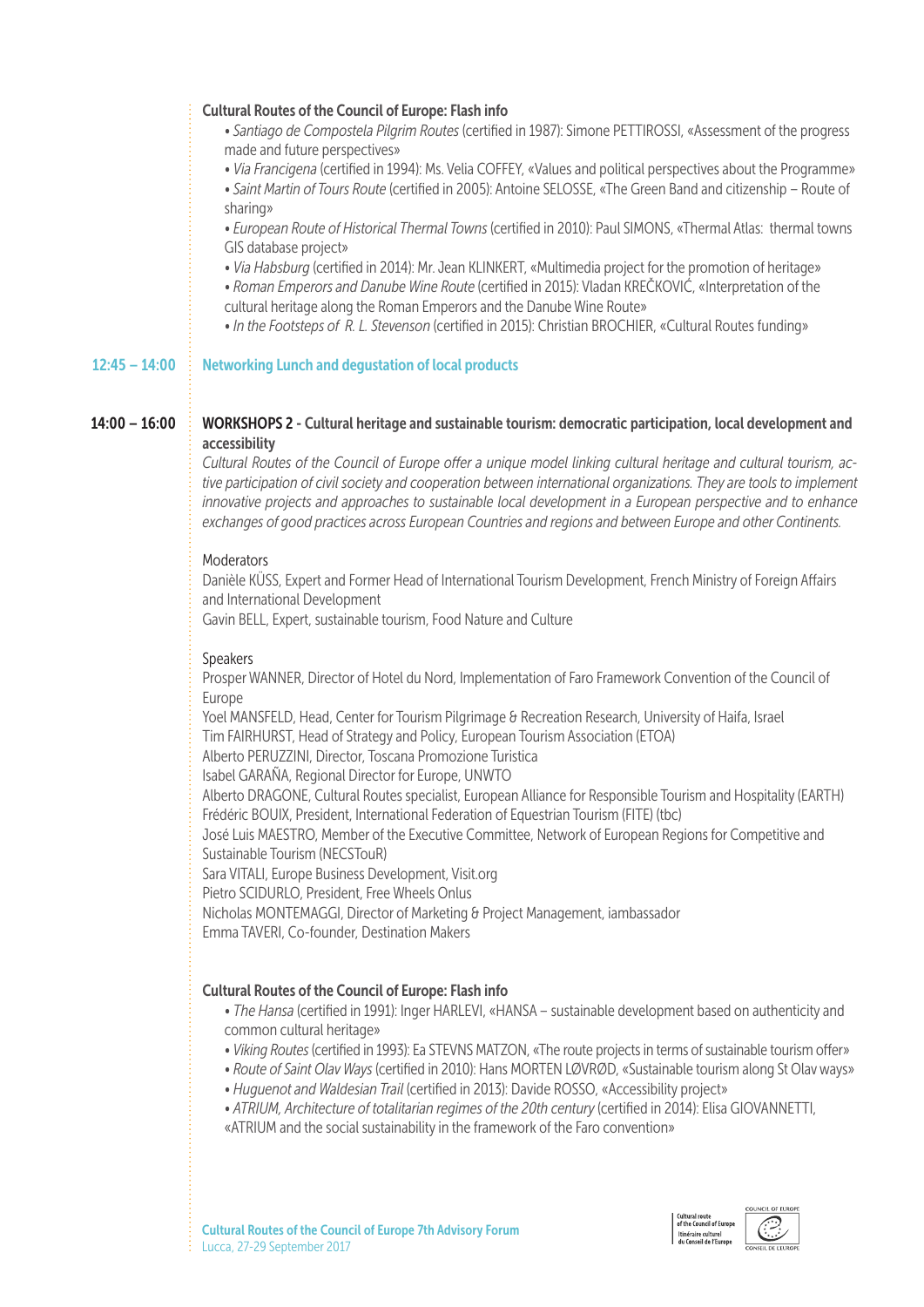**Cultural Routes of the Council of Europe: Flash info**

- *Santiago de Compostela Pilgrim Routes* (certified in 1987): Simone PETTIROSSI, «Assessment of the progress made and future perspectives»
- *Via Francigena* (certified in 1994): Ms. Velia COFFEY, «Values and political perspectives about the Programme»
- *Saint Martin of Tours Route* (certified in 2005): Antoine SELOSSE, «The Green Band and citizenship – Route of sharing»
- *European Route of Historical Thermal Towns* (certified in 2010): Paul SIMONS, «Thermal Atlas: thermal towns GIS database project»
- *Via Habsburg* (certified in 2014): Mr. Jean KLINKERT, «Multimedia project for the promotion of heritage»
- *Roman Emperors and Danube Wine Route* (certified in 2015): Vladan KREČKOVIĆ, «Interpretation of the cultural heritage along the Roman Emperors and the Danube Wine Route»
- *In the Footsteps of R. L. Stevenson* (certified in 2015): Christian BROCHIER, «Cultural Routes funding»

**12:45 – 14:00** **Networking Lunch and degustation of local products**

**14:00 – 16:00** **WORKSHOPS 2 - Cultural heritage and sustainable tourism: democratic participation, local development and accessibility**

*Cultural Routes of the Council of Europe offer a unique model linking cultural heritage and cultural tourism, active participation of civil society and cooperation between international organizations. They are tools to implement innovative projects and approaches to sustainable local development in a European perspective and to enhance exchanges of good practices across European Countries and regions and between Europe and other Continents.*

Moderators

Danièle KÜSS, Expert and Former Head of International Tourism Development, French Ministry of Foreign Affairs and International Development
Gavin BELL, Expert, sustainable tourism, Food Nature and Culture

Speakers

Prosper WANNER, Director of Hotel du Nord, Implementation of Faro Framework Convention of the Council of Europe
Yoel MANSFELD, Head, Center for Tourism Pilgrimage & Recreation Research, University of Haifa, Israel
Tim FAIRHURST, Head of Strategy and Policy, European Tourism Association (ETOA)
Alberto PERUZZINI, Director, Toscana Promozione Turistica
Isabel GARAÑA, Regional Director for Europe, UNWTO
Alberto DRAGONE, Cultural Routes specialist, European Alliance for Responsible Tourism and Hospitality (EARTH)
Frédéric BOUIX, President, International Federation of Equestrian Tourism (FITE) (tbc)
José Luis MAESTRO, Member of the Executive Committee, Network of European Regions for Competitive and Sustainable Tourism (NECSTouR)
Sara VITALI, Europe Business Development, Visit.org
Pietro SCIDURLO, President, Free Wheels Onlus
Nicholas MONTEMAGGI, Director of Marketing & Project Management, iambassador
Emma TAVERI, Co-founder, Destination Makers

**Cultural Routes of the Council of Europe: Flash info**

- *The Hansa* (certified in 1991): Inger HARLEVI, «HANSA – sustainable development based on authenticity and common cultural heritage»
- *Viking Routes* (certified in 1993): Ea STEVNS MATZON, «The route projects in terms of sustainable tourism offer»
- *Route of Saint Olav Ways* (certified in 2010): Hans MORTEN LØVRØD, «Sustainable tourism along St Olav ways»
- *Huguenot and Waldesian Trail* (certified in 2013): Davide ROSSO, «Accessibility project»
- *ATRIUM, Architecture of totalitarian regimes of the 20th century* (certified in 2014): Elisa GIOVANNETTI, «ATRIUM and the social sustainability in the framework of the Faro convention»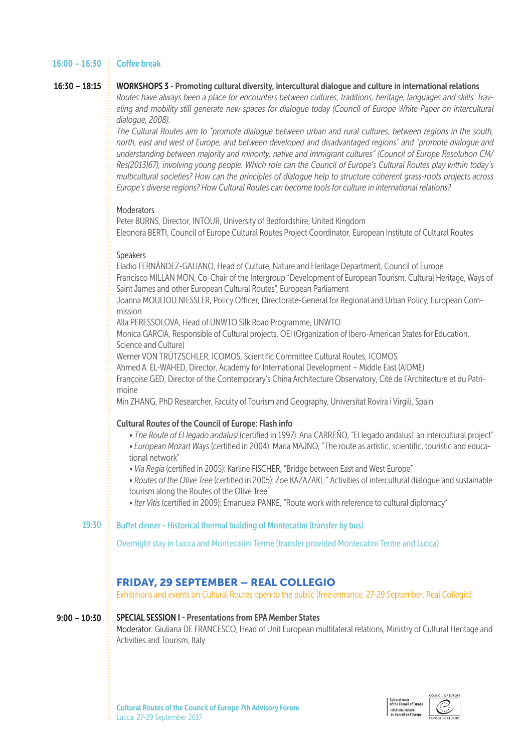**16:00 – 16:30** Coffee break

**16:30 – 18:15** **WORKSHOPS 3 - Promoting cultural diversity, intercultural dialogue and culture in international relations**

*Routes have always been a place for encounters between cultures, traditions, heritage, languages and skills. Traveling and mobility still generate new spaces for dialogue today (Council of Europe White Paper on intercultural dialogue, 2008).*

*The Cultural Routes aim to "promote dialogue between urban and rural cultures, between regions in the south, north, east and west of Europe, and between developed and disadvantaged regions" and "promote dialogue and understanding between majority and minority, native and immigrant cultures" (Council of Europe Resolution CM/Res(2013)67), involving young people. Which role can the Council of Europe's Cultural Routes play within today's multicultural societies? How can the principles of dialogue help to structure coherent grass-roots projects across Europe's diverse regions? How Cultural Routes can become tools for culture in international relations?*

Moderators

Peter BURNS, Director, INTOUR, University of Bedfordshire, United Kingdom
Eleonora BERTI, Council of Europe Cultural Routes Project Coordinator, European Institute of Cultural Routes

Speakers

Eladio FERNÁNDEZ-GALIANO, Head of Culture, Nature and Heritage Department, Council of Europe
Francisco MILLAN MON, Co-Chair of the Intergroup "Development of European Tourism, Cultural Heritage, Ways of Saint James and other European Cultural Routes", European Parliament
Joanna MOULIOU NIESSLER, Policy Officer, Directorate-General for Regional and Urban Policy, European Commission
Alla PERESSOLOVA, Head of UNWTO Silk Road Programme, UNWTO
Monica GARCIA, Responsible of Cultural projects, OEI (Organization of Ibero-American States for Education, Science and Culture)
Werner VON TRÜTZSCHLER, ICOMOS, Scientific Committee Cultural Routes, ICOMOS
Ahmed A. EL-WAHED, Director, Academy for International Development – Middle East (AIDME)
Françoise GED, Director of the Contemporary's China Architecture Observatory, Cité de l'Architecture et du Patrimoine
Min ZHANG, PhD Researcher, Faculty of Tourism and Geography, Universitat Rovira i Virgili, Spain

**Cultural Routes of the Council of Europe: Flash info**

- *The Route of El legado andalusí* (certified in 1997): Ana CARREÑO, "El legado andalusí: an intercultural project"
- *European Mozart Ways* (certified in 2004): Maria MAJNO, "The route as artistic, scientific, touristic and educational network"
- *Via Regia* (certified in 2005): Karline FISCHER, "Bridge between East and West Europe"
- *Routes of the Olive Tree* (certified in 2005): Zoe KAZAZAKI, " Activities of intercultural dialogue and sustainable tourism along the Routes of the Olive Tree"
- *Iter Vitis* (certified in 2009): Emanuela PANKE, "Route work with reference to cultural diplomacy"

**19:30** Buffet dinner - Historical thermal building of Montecatini (transfer by bus)

Overnight stay in Lucca and Montecatini Terme (transfer provided Montecatini Terme and Lucca)

## FRIDAY, 29 SEPTEMBER – REAL COLLEGIO

Exhibitions and events on Cultural Routes open to the public (free entrance, 27-29 September, Real Collegio)

**9:00 – 10:30** **SPECIAL SESSION I - Presentations from EPA Member States**

Moderator: Giuliana DE FRANCESCO, Head of Unit European multilateral relations, Ministry of Cultural Heritage and Activities and Tourism, Italy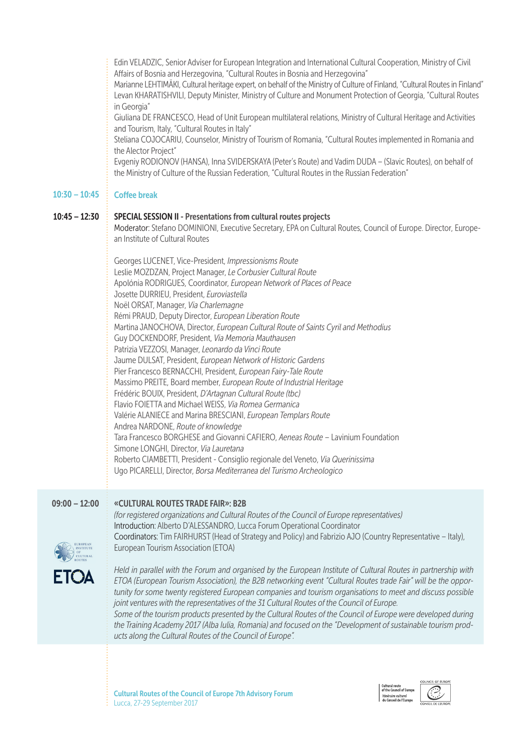Edin VELADZIC, Senior Adviser for European Integration and International Cultural Cooperation, Ministry of Civil Affairs of Bosnia and Herzegovina, "Cultural Routes in Bosnia and Herzegovina"
Marianne LEHTIMÄKI, Cultural heritage expert, on behalf of the Ministry of Culture of Finland, "Cultural Routes in Finland"
Levan KHARATISHVILI, Deputy Minister, Ministry of Culture and Monument Protection of Georgia, "Cultural Routes in Georgia"
Giuliana DE FRANCESCO, Head of Unit European multilateral relations, Ministry of Cultural Heritage and Activities and Tourism, Italy, "Cultural Routes in Italy"
Steliana COJOCARIU, Counselor, Ministry of Tourism of Romania, "Cultural Routes implemented in Romania and the Alector Project"
Evgeniy RODIONOV (HANSA), Inna SVIDERSKAYA (Peter's Route) and Vadim DUDA – (Slavic Routes), on behalf of the Ministry of Culture of the Russian Federation, "Cultural Routes in the Russian Federation"

**10:30 – 10:45** **Coffee break**

**10:45 – 12:30** **SPECIAL SESSION II - Presentations from cultural routes projects**
Moderator: Stefano DOMINIONI, Executive Secretary, EPA on Cultural Routes, Council of Europe. Director, European Institute of Cultural Routes

Georges LUCENET, Vice-President, *Impressionisms Route*
Leslie MOZDZAN, Project Manager, *Le Corbusier Cultural Route*
Apolónia RODRIGUES, Coordinator, *European Network of Places of Peace*
Josette DURRIEU, President, *Euroviastella*
Noël ORSAT, Manager, *Via Charlemagne*
Rémi PRAUD, Deputy Director, *European Liberation Route*
Martina JANOCHOVA, Director, *European Cultural Route of Saints Cyril and Methodius*
Guy DOCKENDORF, President, *Via Memoria Mauthausen*
Patrizia VEZZOSI, Manager, *Leonardo da Vinci Route*
Jaume DULSAT, President, *European Network of Historic Gardens*
Pier Francesco BERNACCHI, President, *European Fairy-Tale Route*
Massimo PREITE, Board member, *European Route of Industrial Heritage*
Frédéric BOUIX, President, *D'Artagnan Cultural Route (tbc)*
Flavio FOIETTA and Michael WEISS, *Via Romea Germanica*
Valérie ALANIECE and Marina BRESCIANI, *European Templars Route*
Andrea NARDONE, *Route of knowledge*
Tara Francesco BORGHESE and Giovanni CAFIERO, *Aeneas Route* – Lavinium Foundation
Simone LONGHI, Director, *Via Lauretana*
Roberto CIAMBETTI, President - Consiglio regionale del Veneto, *Via Querinissima*
Ugo PICARELLI, Director, *Borsa Mediterranea del Turismo Archeologico*

**09:00 – 12:00** **«CULTURAL ROUTES TRADE FAIR»: B2B**
*(for registered organizations and Cultural Routes of the Council of Europe representatives)*
Introduction: Alberto D'ALESSANDRO, Lucca Forum Operational Coordinator
Coordinators: Tim FAIRHURST (Head of Strategy and Policy) and Fabrizio AJO (Country Representative – Italy), European Tourism Association (ETOA)

*Held in parallel with the Forum and organised by the European Institute of Cultural Routes in partnership with ETOA (European Tourism Association), the B2B networking event "Cultural Routes trade Fair" will be the opportunity for some twenty registered European companies and tourism organisations to meet and discuss possible joint ventures with the representatives of the 31 Cultural Routes of the Council of Europe.*
*Some of the tourism products presented by the Cultural Routes of the Council of Europe were developed during the Training Academy 2017 (Alba Iulia, Romania) and focused on the "Development of sustainable tourism products along the Cultural Routes of the Council of Europe".*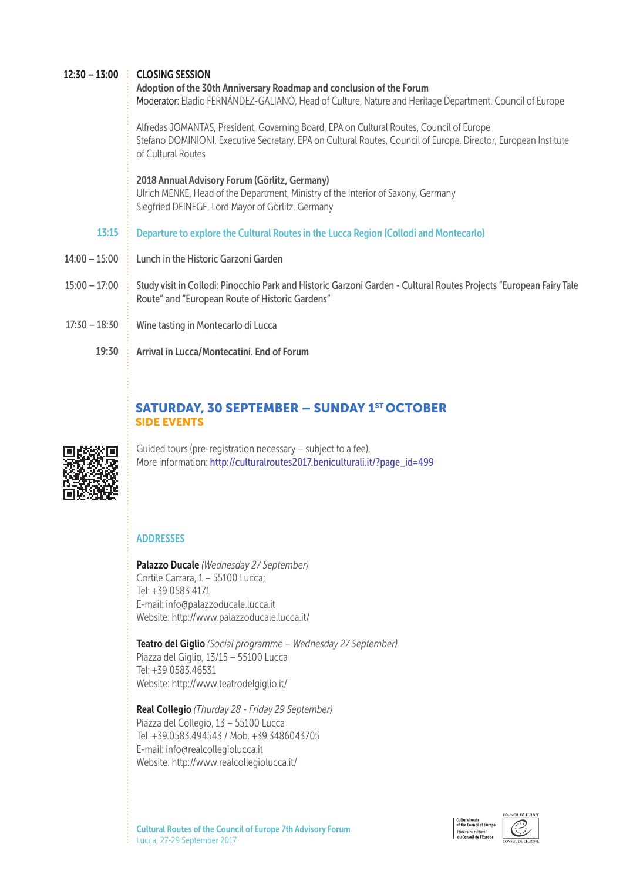**12:30 – 13:00** **CLOSING SESSION**

**Adoption of the 30th Anniversary Roadmap and conclusion of the Forum**

Moderator: Eladio FERNÁNDEZ-GALIANO, Head of Culture, Nature and Heritage Department, Council of Europe

Alfredas JOMANTAS, President, Governing Board, EPA on Cultural Routes, Council of Europe
Stefano DOMINIONI, Executive Secretary, EPA on Cultural Routes, Council of Europe. Director, European Institute of Cultural Routes

**2018 Annual Advisory Forum (Görlitz, Germany)**
Ulrich MENKE, Head of the Department, Ministry of the Interior of Saxony, Germany
Siegfried DEINEGE, Lord Mayor of Görlitz, Germany

**13:15** Departure to explore the Cultural Routes in the Lucca Region (Collodi and Montecarlo)

**14:00 – 15:00** Lunch in the Historic Garzoni Garden

**15:00 – 17:00** Study visit in Collodi: Pinocchio Park and Historic Garzoni Garden - Cultural Routes Projects "European Fairy Tale Route" and "European Route of Historic Gardens"

**17:30 – 18:30** Wine tasting in Montecarlo di Lucca

**19:30** **Arrival in Lucca/Montecatini. End of Forum**

## SATURDAY, 30 SEPTEMBER – SUNDAY 1ST OCTOBER

### SIDE EVENTS

Guided tours (pre-registration necessary – subject to a fee).
More information: http://culturalroutes2017.beniculturali.it/?page_id=499

### ADDRESSES

**Palazzo Ducale** *(Wednesday 27 September)*
Cortile Carrara, 1 – 55100 Lucca;
Tel: +39 0583 4171
E-mail: info@palazzoducale.lucca.it
Website: http://www.palazzoducale.lucca.it/

**Teatro del Giglio** *(Social programme – Wednesday 27 September)*
Piazza del Giglio, 13/15 – 55100 Lucca
Tel: +39 0583.46531
Website: http://www.teatrodelgiglio.it/

**Real Collegio** *(Thurday 28 - Friday 29 September)*
Piazza del Collegio, 13 – 55100 Lucca
Tel. +39.0583.494543 / Mob. +39.3486043705
E-mail: info@realcollegiolucca.it
Website: http://www.realcollegiolucca.it/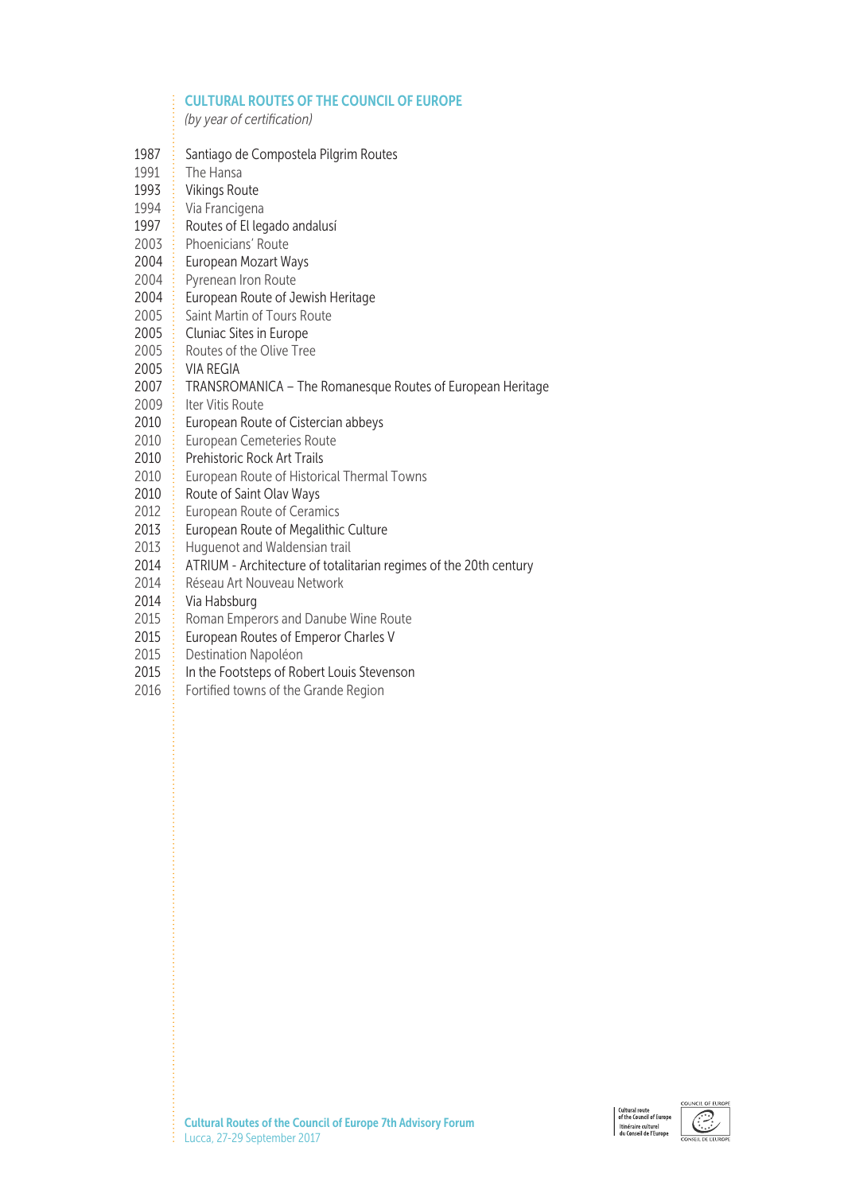## CULTURAL ROUTES OF THE COUNCIL OF EUROPE

*(by year of certification)*

| | |
|---|---|
| 1987 | Santiago de Compostela Pilgrim Routes |
| 1991 | The Hansa |
| 1993 | Vikings Route |
| 1994 | Via Francigena |
| 1997 | Routes of El legado andalusí |
| 2003 | Phoenicians' Route |
| 2004 | European Mozart Ways |
| 2004 | Pyrenean Iron Route |
| 2004 | European Route of Jewish Heritage |
| 2005 | Saint Martin of Tours Route |
| 2005 | Cluniac Sites in Europe |
| 2005 | Routes of the Olive Tree |
| 2005 | VIA REGIA |
| 2007 | TRANSROMANICA – The Romanesque Routes of European Heritage |
| 2009 | Iter Vitis Route |
| 2010 | European Route of Cistercian abbeys |
| 2010 | European Cemeteries Route |
| 2010 | Prehistoric Rock Art Trails |
| 2010 | European Route of Historical Thermal Towns |
| 2010 | Route of Saint Olav Ways |
| 2012 | European Route of Ceramics |
| 2013 | European Route of Megalithic Culture |
| 2013 | Huguenot and Waldensian trail |
| 2014 | ATRIUM - Architecture of totalitarian regimes of the 20th century |
| 2014 | Réseau Art Nouveau Network |
| 2014 | Via Habsburg |
| 2015 | Roman Emperors and Danube Wine Route |
| 2015 | European Routes of Emperor Charles V |
| 2015 | Destination Napoléon |
| 2015 | In the Footsteps of Robert Louis Stevenson |
| 2016 | Fortified towns of the Grande Region |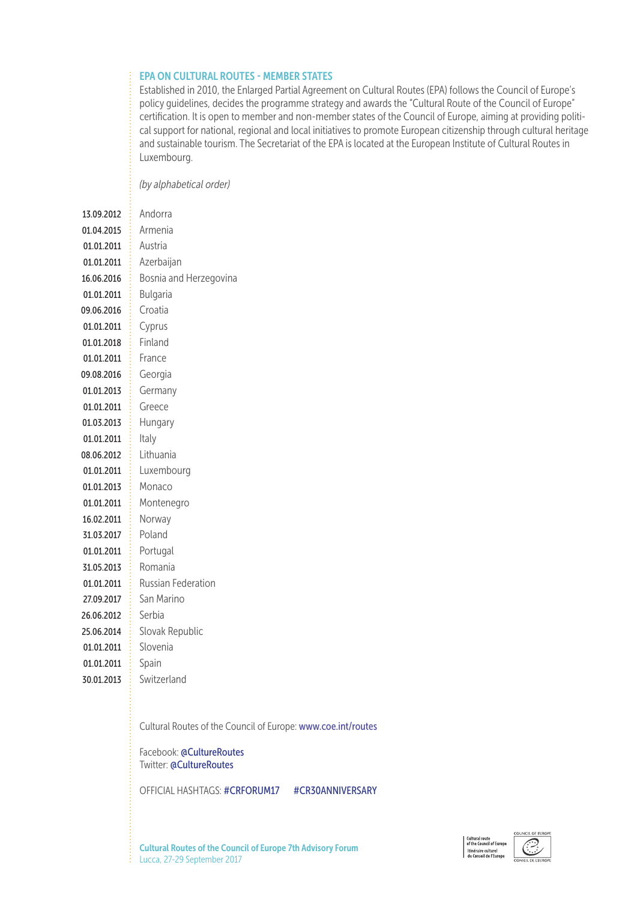## EPA ON CULTURAL ROUTES - MEMBER STATES

Established in 2010, the Enlarged Partial Agreement on Cultural Routes (EPA) follows the Council of Europe's policy guidelines, decides the programme strategy and awards the "Cultural Route of the Council of Europe" certification. It is open to member and non-member states of the Council of Europe, aiming at providing political support for national, regional and local initiatives to promote European citizenship through cultural heritage and sustainable tourism. The Secretariat of the EPA is located at the European Institute of Cultural Routes in Luxembourg.

*(by alphabetical order)*

| | |
|---|---|
| 13.09.2012 | Andorra |
| 01.04.2015 | Armenia |
| 01.01.2011 | Austria |
| 01.01.2011 | Azerbaijan |
| 16.06.2016 | Bosnia and Herzegovina |
| 01.01.2011 | Bulgaria |
| 09.06.2016 | Croatia |
| 01.01.2011 | Cyprus |
| 01.01.2018 | Finland |
| 01.01.2011 | France |
| 09.08.2016 | Georgia |
| 01.01.2013 | Germany |
| 01.01.2011 | Greece |
| 01.03.2013 | Hungary |
| 01.01.2011 | Italy |
| 08.06.2012 | Lithuania |
| 01.01.2011 | Luxembourg |
| 01.01.2013 | Monaco |
| 01.01.2011 | Montenegro |
| 16.02.2011 | Norway |
| 31.03.2017 | Poland |
| 01.01.2011 | Portugal |
| 31.05.2013 | Romania |
| 01.01.2011 | Russian Federation |
| 27.09.2017 | San Marino |
| 26.06.2012 | Serbia |
| 25.06.2014 | Slovak Republic |
| 01.01.2011 | Slovenia |
| 01.01.2011 | Spain |
| 30.01.2013 | Switzerland |

Cultural Routes of the Council of Europe: www.coe.int/routes

Facebook: @CultureRoutes
Twitter: @CultureRoutes

OFFICIAL HASHTAGS: #CRFORUM17 #CR30ANNIVERSARY